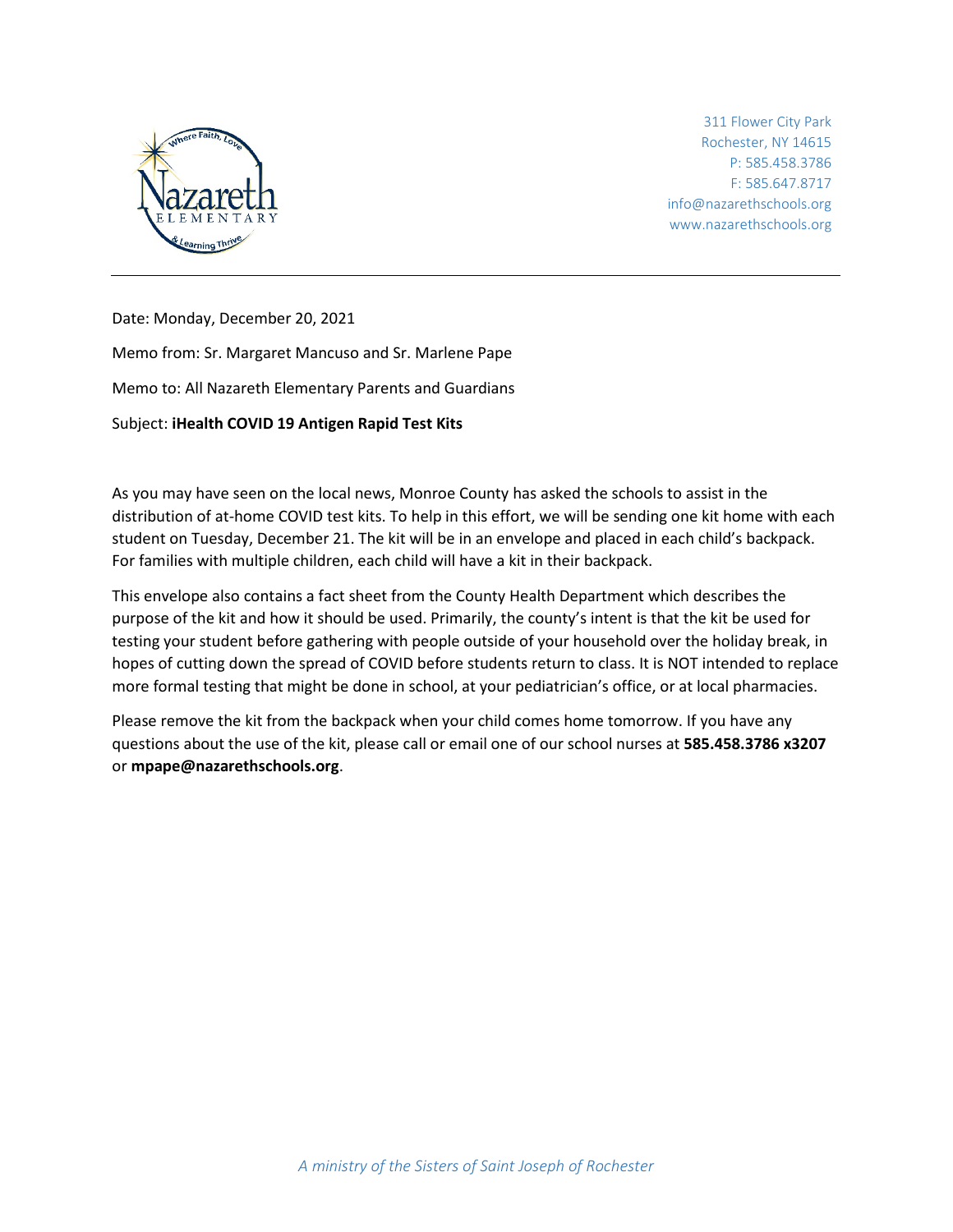311 Flower City Park
Rochester, NY 14615
P: 585.458.3786
F: 585.647.8717
info@nazarethschools.org
www.nazarethschools.org

---

Date: Monday, December 20, 2021

Memo from: Sr. Margaret Mancuso and Sr. Marlene Pape

Memo to: All Nazareth Elementary Parents and Guardians

Subject: **iHealth COVID 19 Antigen Rapid Test Kits**

As you may have seen on the local news, Monroe County has asked the schools to assist in the distribution of at-home COVID test kits. To help in this effort, we will be sending one kit home with each student on Tuesday, December 21. The kit will be in an envelope and placed in each child's backpack. For families with multiple children, each child will have a kit in their backpack.

This envelope also contains a fact sheet from the County Health Department which describes the purpose of the kit and how it should be used. Primarily, the county's intent is that the kit be used for testing your student before gathering with people outside of your household over the holiday break, in hopes of cutting down the spread of COVID before students return to class. It is NOT intended to replace more formal testing that might be done in school, at your pediatrician's office, or at local pharmacies.

Please remove the kit from the backpack when your child comes home tomorrow. If you have any questions about the use of the kit, please call or email one of our school nurses at **585.458.3786 x3207** or **mpape@nazarethschools.org**.

*A ministry of the Sisters of Saint Joseph of Rochester*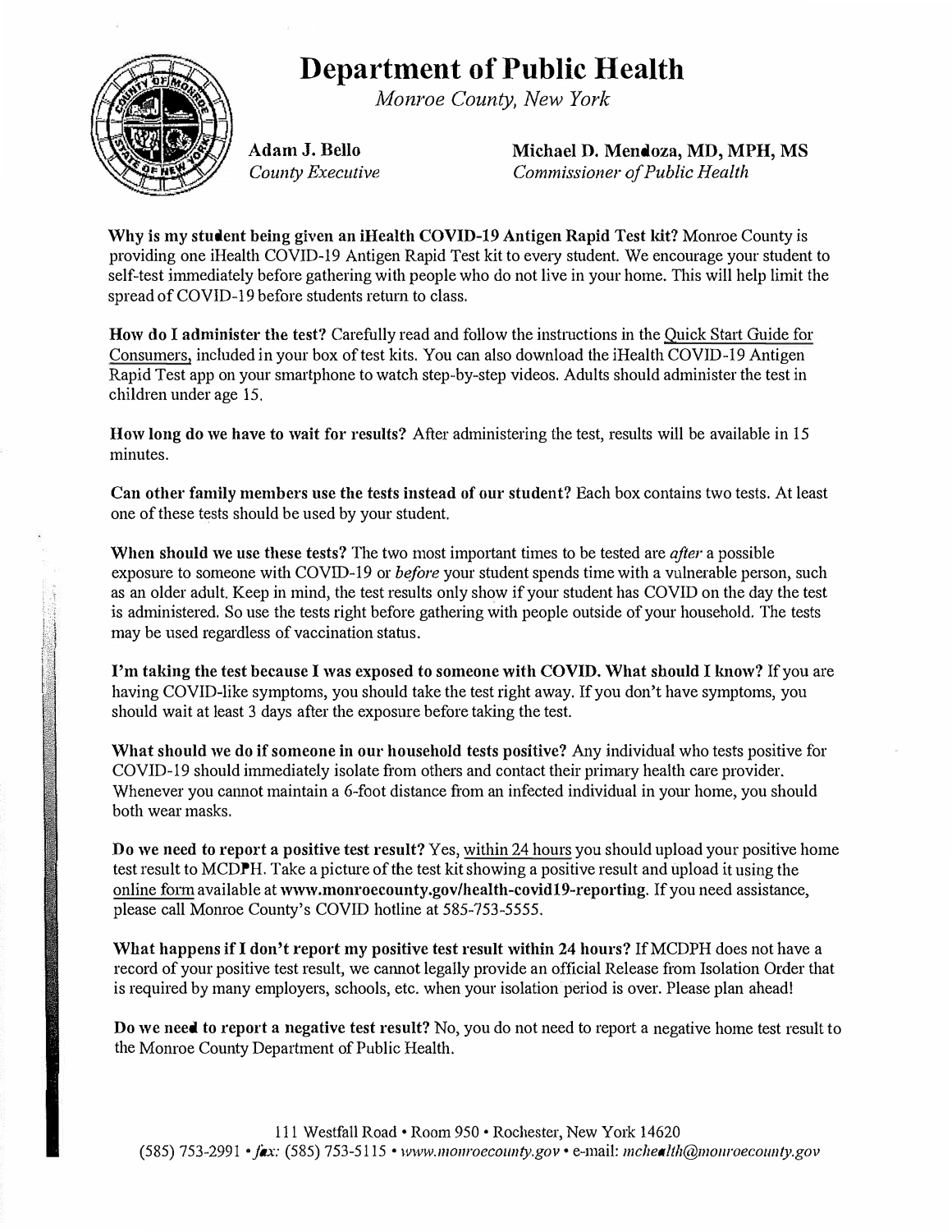# Department of Public Health

*Monroe County, New York*

**Adam J. Bello**
*County Executive*

**Michael D. Mendoza, MD, MPH, MS**
*Commissioner of Public Health*

**Why is my student being given an iHealth COVID-19 Antigen Rapid Test kit?** Monroe County is providing one iHealth COVID-19 Antigen Rapid Test kit to every student. We encourage your student to self-test immediately before gathering with people who do not live in your home. This will help limit the spread of COVID-19 before students return to class.

**How do I administer the test?** Carefully read and follow the instructions in the Quick Start Guide for Consumers, included in your box of test kits. You can also download the iHealth COVID-19 Antigen Rapid Test app on your smartphone to watch step-by-step videos. Adults should administer the test in children under age 15.

**How long do we have to wait for results?** After administering the test, results will be available in 15 minutes.

**Can other family members use the tests instead of our student?** Each box contains two tests. At least one of these tests should be used by your student.

**When should we use these tests?** The two most important times to be tested are *after* a possible exposure to someone with COVID-19 or *before* your student spends time with a vulnerable person, such as an older adult. Keep in mind, the test results only show if your student has COVID on the day the test is administered. So use the tests right before gathering with people outside of your household. The tests may be used regardless of vaccination status.

**I'm taking the test because I was exposed to someone with COVID. What should I know?** If you are having COVID-like symptoms, you should take the test right away. If you don't have symptoms, you should wait at least 3 days after the exposure before taking the test.

**What should we do if someone in our household tests positive?** Any individual who tests positive for COVID-19 should immediately isolate from others and contact their primary health care provider. Whenever you cannot maintain a 6-foot distance from an infected individual in your home, you should both wear masks.

**Do we need to report a positive test result?** Yes, within 24 hours you should upload your positive home test result to MCDPH. Take a picture of the test kit showing a positive result and upload it using the online form available at **www.monroecounty.gov/health-covid19-reporting**. If you need assistance, please call Monroe County's COVID hotline at 585-753-5555.

**What happens if I don't report my positive test result within 24 hours?** If MCDPH does not have a record of your positive test result, we cannot legally provide an official Release from Isolation Order that is required by many employers, schools, etc. when your isolation period is over. Please plan ahead!

**Do we need to report a negative test result?** No, you do not need to report a negative home test result to the Monroe County Department of Public Health.

111 Westfall Road • Room 950 • Rochester, New York 14620
(585) 753-2991 • *fax:* (585) 753-5115 • *www.monroecounty.gov* • e-mail: *mchealth@monroecounty.gov*